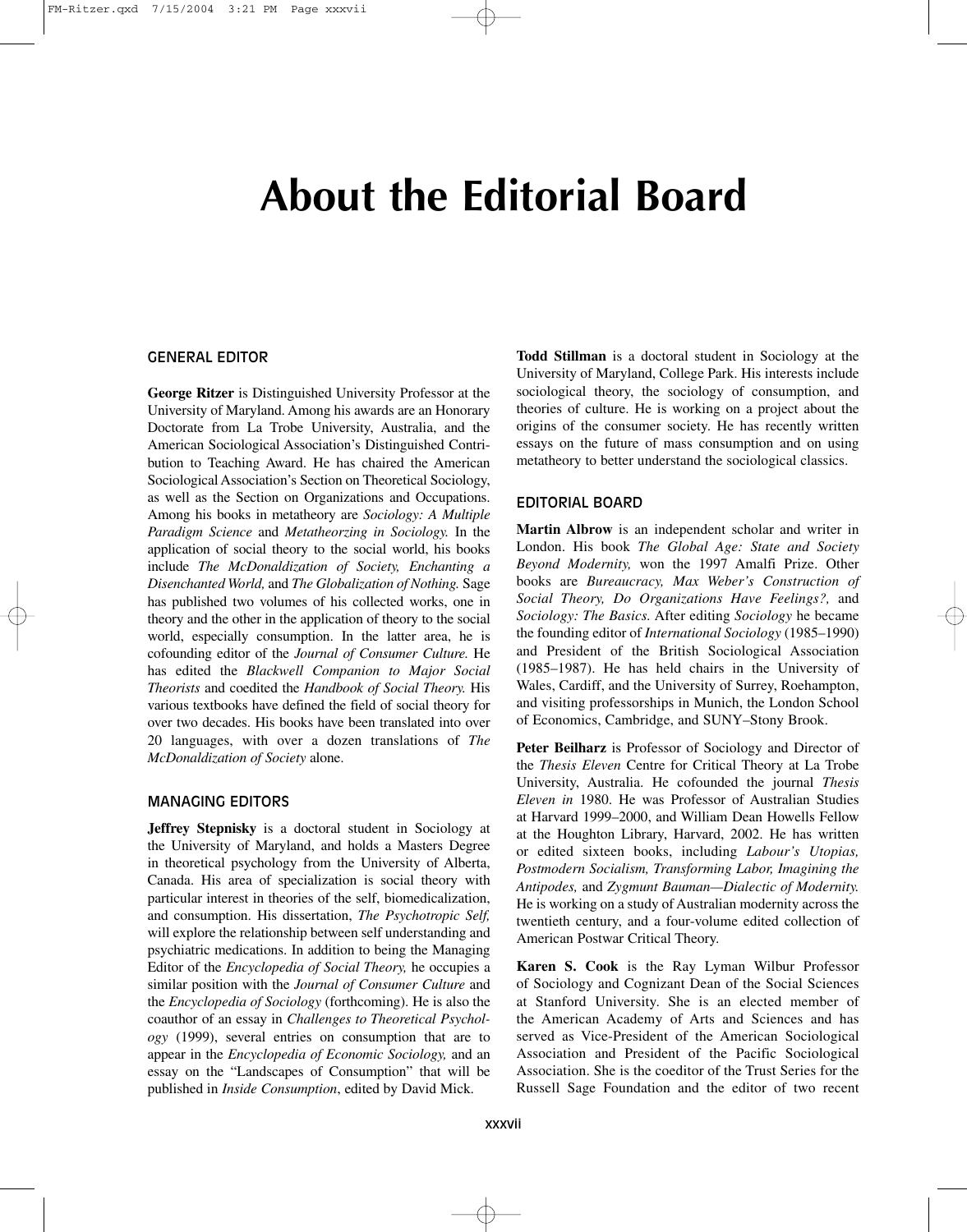# About the Editorial Board

## GENERAL EDITOR

**George Ritzer** is Distinguished University Professor at the University of Maryland. Among his awards are an Honorary Doctorate from La Trobe University, Australia, and the American Sociological Association's Distinguished Contribution to Teaching Award. He has chaired the American Sociological Association's Section on Theoretical Sociology, as well as the Section on Organizations and Occupations. Among his books in metatheory are *Sociology: A Multiple Paradigm Science* and *Metatheorizing in Sociology.* In the application of social theory to the social world, his books include *The McDonaldization of Society, Enchanting a Disenchanted World,* and *The Globalization of Nothing.* Sage has published two volumes of his collected works, one in theory and the other in the application of theory to the social world, especially consumption. In the latter area, he is cofounding editor of the *Journal of Consumer Culture.* He has edited the *Blackwell Companion to Major Social Theorists* and coedited the *Handbook of Social Theory.* His various textbooks have defined the field of social theory for over two decades. His books have been translated into over 20 languages, with over a dozen translations of *The McDonaldization of Society* alone.

## MANAGING EDITORS

**Jeffrey Stepnisky** is a doctoral student in Sociology at the University of Maryland, and holds a Masters Degree in theoretical psychology from the University of Alberta, Canada. His area of specialization is social theory with particular interest in theories of the self, biomedicalization, and consumption. His dissertation, *The Psychotropic Self,* will explore the relationship between self understanding and psychiatric medications. In addition to being the Managing Editor of the *Encyclopedia of Social Theory,* he occupies a similar position with the *Journal of Consumer Culture* and the *Encyclopedia of Sociology* (forthcoming). He is also the coauthor of an essay in *Challenges to Theoretical Psychology* (1999), several entries on consumption that are to appear in the *Encyclopedia of Economic Sociology,* and an essay on the "Landscapes of Consumption" that will be published in *Inside Consumption*, edited by David Mick.

**Todd Stillman** is a doctoral student in Sociology at the University of Maryland, College Park. His interests include sociological theory, the sociology of consumption, and theories of culture. He is working on a project about the origins of the consumer society. He has recently written essays on the future of mass consumption and on using metatheory to better understand the sociological classics.

## EDITORIAL BOARD

**Martin Albrow** is an independent scholar and writer in London. His book *The Global Age: State and Society Beyond Modernity,* won the 1997 Amalfi Prize. Other books are *Bureaucracy, Max Weber's Construction of Social Theory, Do Organizations Have Feelings?,* and *Sociology: The Basics.* After editing *Sociology* he became the founding editor of *International Sociology* (1985–1990) and President of the British Sociological Association (1985–1987). He has held chairs in the University of Wales, Cardiff, and the University of Surrey, Roehampton, and visiting professorships in Munich, the London School of Economics, Cambridge, and SUNY–Stony Brook.

**Peter Beilharz** is Professor of Sociology and Director of the *Thesis Eleven* Centre for Critical Theory at La Trobe University, Australia. He cofounded the journal *Thesis Eleven in* 1980. He was Professor of Australian Studies at Harvard 1999–2000, and William Dean Howells Fellow at the Houghton Library, Harvard, 2002. He has written or edited sixteen books, including *Labour's Utopias, Postmodern Socialism, Transforming Labor, Imagining the Antipodes,* and *Zygmunt Bauman—Dialectic of Modernity.* He is working on a study of Australian modernity across the twentieth century, and a four-volume edited collection of American Postwar Critical Theory.

**Karen S. Cook** is the Ray Lyman Wilbur Professor of Sociology and Cognizant Dean of the Social Sciences at Stanford University. She is an elected member of the American Academy of Arts and Sciences and has served as Vice-President of the American Sociological Association and President of the Pacific Sociological Association. She is the coeditor of the Trust Series for the Russell Sage Foundation and the editor of two recent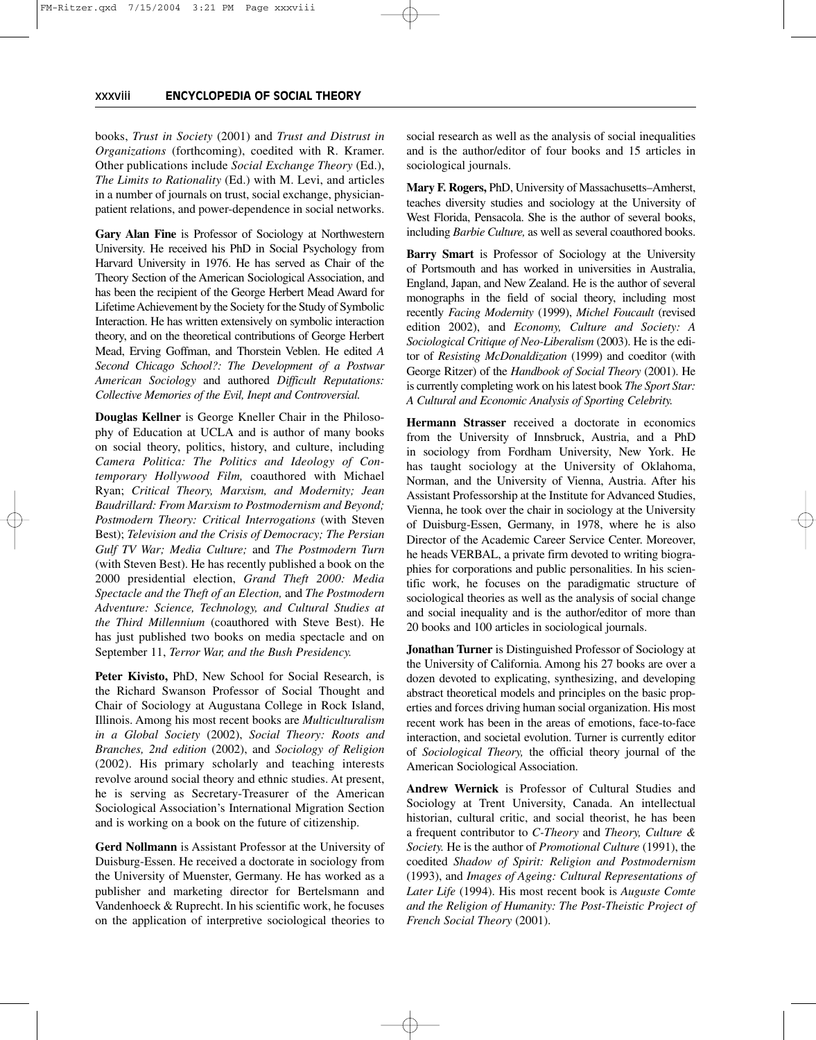books, *Trust in Society* (2001) and *Trust and Distrust in Organizations* (forthcoming), coedited with R. Kramer. Other publications include *Social Exchange Theory* (Ed.), *The Limits to Rationality* (Ed.) with M. Levi, and articles in a number of journals on trust, social exchange, physician-patient relations, and power-dependence in social networks.

**Gary Alan Fine** is Professor of Sociology at Northwestern University. He received his PhD in Social Psychology from Harvard University in 1976. He has served as Chair of the Theory Section of the American Sociological Association, and has been the recipient of the George Herbert Mead Award for Lifetime Achievement by the Society for the Study of Symbolic Interaction. He has written extensively on symbolic interaction theory, and on the theoretical contributions of George Herbert Mead, Erving Goffman, and Thorstein Veblen. He edited *A Second Chicago School?: The Development of a Postwar American Sociology* and authored *Difficult Reputations: Collective Memories of the Evil, Inept and Controversial.*

**Douglas Kellner** is George Kneller Chair in the Philosophy of Education at UCLA and is author of many books on social theory, politics, history, and culture, including *Camera Politica: The Politics and Ideology of Contemporary Hollywood Film,* coauthored with Michael Ryan; *Critical Theory, Marxism, and Modernity; Jean Baudrillard: From Marxism to Postmodernism and Beyond; Postmodern Theory: Critical Interrogations* (with Steven Best); *Television and the Crisis of Democracy; The Persian Gulf TV War; Media Culture;* and *The Postmodern Turn* (with Steven Best). He has recently published a book on the 2000 presidential election, *Grand Theft 2000: Media Spectacle and the Theft of an Election,* and *The Postmodern Adventure: Science, Technology, and Cultural Studies at the Third Millennium* (coauthored with Steve Best). He has just published two books on media spectacle and on September 11, *Terror War, and the Bush Presidency.*

**Peter Kivisto,** PhD, New School for Social Research, is the Richard Swanson Professor of Social Thought and Chair of Sociology at Augustana College in Rock Island, Illinois. Among his most recent books are *Multiculturalism in a Global Society* (2002), *Social Theory: Roots and Branches, 2nd edition* (2002), and *Sociology of Religion* (2002). His primary scholarly and teaching interests revolve around social theory and ethnic studies. At present, he is serving as Secretary-Treasurer of the American Sociological Association's International Migration Section and is working on a book on the future of citizenship.

**Gerd Nollmann** is Assistant Professor at the University of Duisburg-Essen. He received a doctorate in sociology from the University of Muenster, Germany. He has worked as a publisher and marketing director for Bertelsmann and Vandenhoeck & Ruprecht. In his scientific work, he focuses on the application of interpretive sociological theories to social research as well as the analysis of social inequalities and is the author/editor of four books and 15 articles in sociological journals.

**Mary F. Rogers,** PhD, University of Massachusetts–Amherst, teaches diversity studies and sociology at the University of West Florida, Pensacola. She is the author of several books, including *Barbie Culture,* as well as several coauthored books.

**Barry Smart** is Professor of Sociology at the University of Portsmouth and has worked in universities in Australia, England, Japan, and New Zealand. He is the author of several monographs in the field of social theory, including most recently *Facing Modernity* (1999), *Michel Foucault* (revised edition 2002), and *Economy, Culture and Society: A Sociological Critique of Neo-Liberalism* (2003). He is the editor of *Resisting McDonaldization* (1999) and coeditor (with George Ritzer) of the *Handbook of Social Theory* (2001). He is currently completing work on his latest book *The Sport Star: A Cultural and Economic Analysis of Sporting Celebrity.*

**Hermann Strasser** received a doctorate in economics from the University of Innsbruck, Austria, and a PhD in sociology from Fordham University, New York. He has taught sociology at the University of Oklahoma, Norman, and the University of Vienna, Austria. After his Assistant Professorship at the Institute for Advanced Studies, Vienna, he took over the chair in sociology at the University of Duisburg-Essen, Germany, in 1978, where he is also Director of the Academic Career Service Center. Moreover, he heads VERBAL, a private firm devoted to writing biographies for corporations and public personalities. In his scientific work, he focuses on the paradigmatic structure of sociological theories as well as the analysis of social change and social inequality and is the author/editor of more than 20 books and 100 articles in sociological journals.

**Jonathan Turner** is Distinguished Professor of Sociology at the University of California. Among his 27 books are over a dozen devoted to explicating, synthesizing, and developing abstract theoretical models and principles on the basic properties and forces driving human social organization. His most recent work has been in the areas of emotions, face-to-face interaction, and societal evolution. Turner is currently editor of *Sociological Theory,* the official theory journal of the American Sociological Association.

**Andrew Wernick** is Professor of Cultural Studies and Sociology at Trent University, Canada. An intellectual historian, cultural critic, and social theorist, he has been a frequent contributor to *C-Theory* and *Theory, Culture & Society.* He is the author of *Promotional Culture* (1991), the coedited *Shadow of Spirit: Religion and Postmodernism* (1993), and *Images of Ageing: Cultural Representations of Later Life* (1994). His most recent book is *Auguste Comte and the Religion of Humanity: The Post-Theistic Project of French Social Theory* (2001).